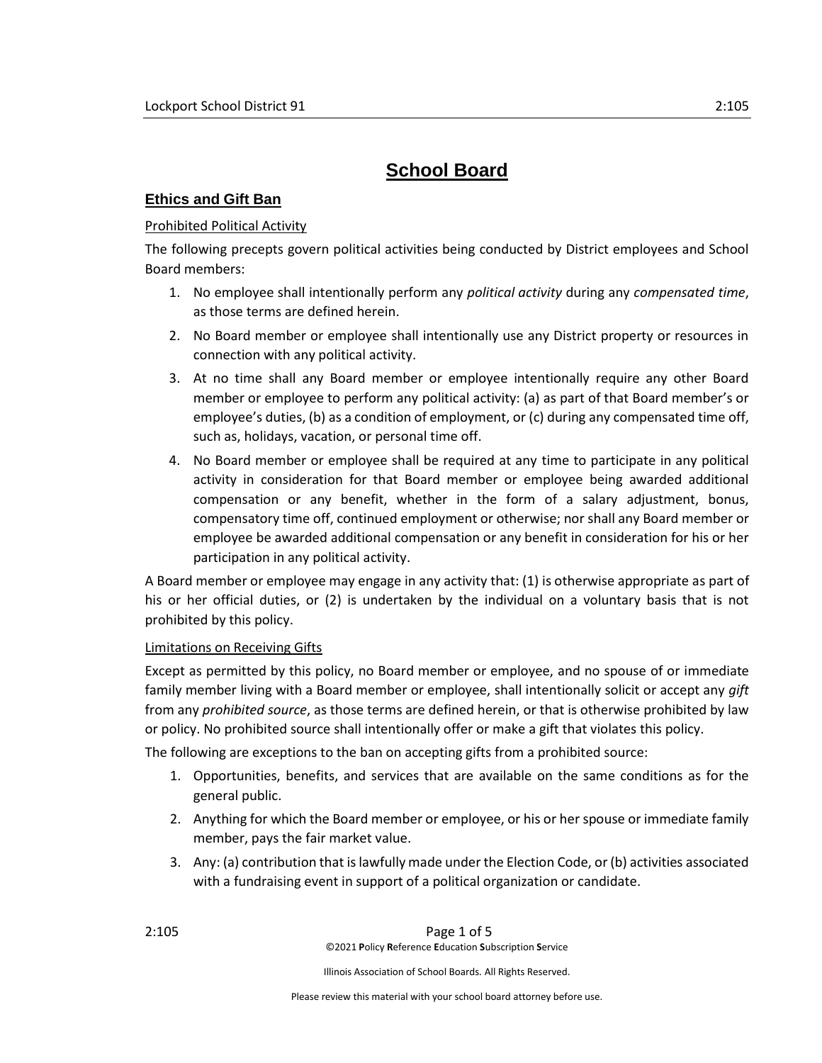# School Board

## Ethics and Gift Ban

### Prohibited Political Activity

The following precepts govern political activities being conducted by District employees and School Board members:

1. No employee shall intentionally perform any *political activity* during any *compensated time*, as those terms are defined herein.
2. No Board member or employee shall intentionally use any District property or resources in connection with any political activity.
3. At no time shall any Board member or employee intentionally require any other Board member or employee to perform any political activity: (a) as part of that Board member's or employee's duties, (b) as a condition of employment, or (c) during any compensated time off, such as, holidays, vacation, or personal time off.
4. No Board member or employee shall be required at any time to participate in any political activity in consideration for that Board member or employee being awarded additional compensation or any benefit, whether in the form of a salary adjustment, bonus, compensatory time off, continued employment or otherwise; nor shall any Board member or employee be awarded additional compensation or any benefit in consideration for his or her participation in any political activity.

A Board member or employee may engage in any activity that: (1) is otherwise appropriate as part of his or her official duties, or (2) is undertaken by the individual on a voluntary basis that is not prohibited by this policy.

### Limitations on Receiving Gifts

Except as permitted by this policy, no Board member or employee, and no spouse of or immediate family member living with a Board member or employee, shall intentionally solicit or accept any *gift* from any *prohibited source*, as those terms are defined herein, or that is otherwise prohibited by law or policy. No prohibited source shall intentionally offer or make a gift that violates this policy.

The following are exceptions to the ban on accepting gifts from a prohibited source:

1. Opportunities, benefits, and services that are available on the same conditions as for the general public.
2. Anything for which the Board member or employee, or his or her spouse or immediate family member, pays the fair market value.
3. Any: (a) contribution that is lawfully made under the Election Code, or (b) activities associated with a fundraising event in support of a political organization or candidate.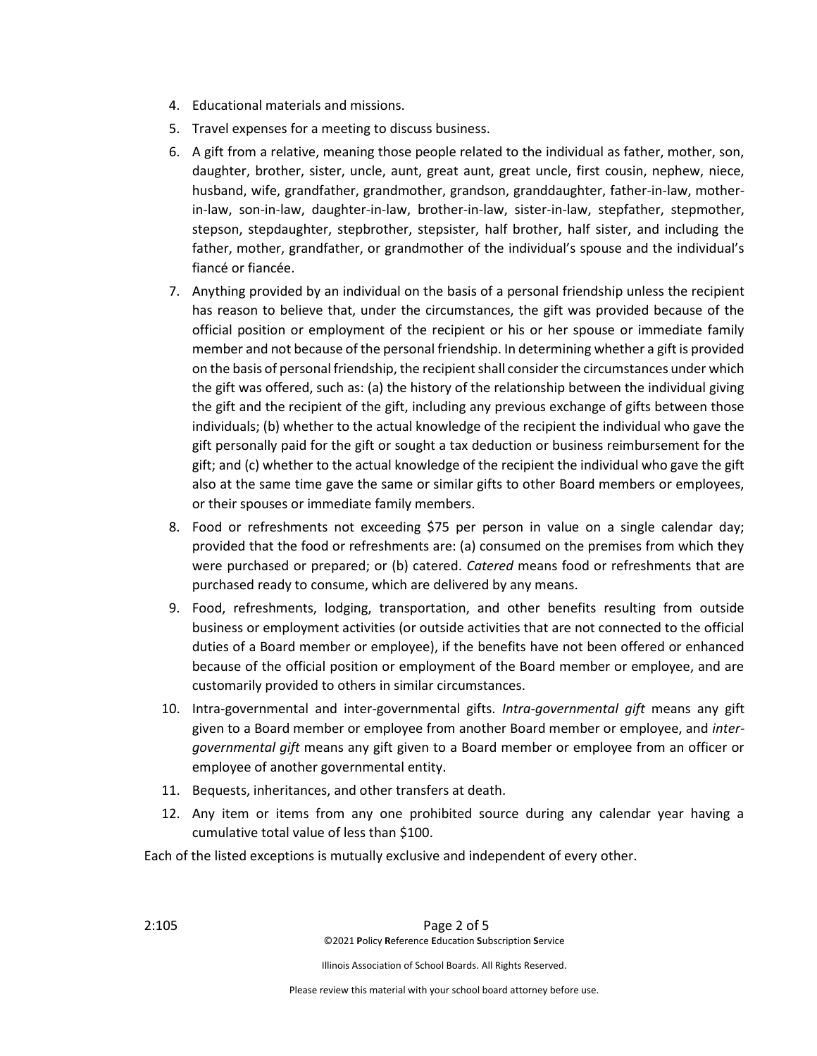4. Educational materials and missions.
5. Travel expenses for a meeting to discuss business.
6. A gift from a relative, meaning those people related to the individual as father, mother, son, daughter, brother, sister, uncle, aunt, great aunt, great uncle, first cousin, nephew, niece, husband, wife, grandfather, grandmother, grandson, granddaughter, father-in-law, mother-in-law, son-in-law, daughter-in-law, brother-in-law, sister-in-law, stepfather, stepmother, stepson, stepdaughter, stepbrother, stepsister, half brother, half sister, and including the father, mother, grandfather, or grandmother of the individual's spouse and the individual's fiancé or fiancée.
7. Anything provided by an individual on the basis of a personal friendship unless the recipient has reason to believe that, under the circumstances, the gift was provided because of the official position or employment of the recipient or his or her spouse or immediate family member and not because of the personal friendship. In determining whether a gift is provided on the basis of personal friendship, the recipient shall consider the circumstances under which the gift was offered, such as: (a) the history of the relationship between the individual giving the gift and the recipient of the gift, including any previous exchange of gifts between those individuals; (b) whether to the actual knowledge of the recipient the individual who gave the gift personally paid for the gift or sought a tax deduction or business reimbursement for the gift; and (c) whether to the actual knowledge of the recipient the individual who gave the gift also at the same time gave the same or similar gifts to other Board members or employees, or their spouses or immediate family members.
8. Food or refreshments not exceeding $75 per person in value on a single calendar day; provided that the food or refreshments are: (a) consumed on the premises from which they were purchased or prepared; or (b) catered. *Catered* means food or refreshments that are purchased ready to consume, which are delivered by any means.
9. Food, refreshments, lodging, transportation, and other benefits resulting from outside business or employment activities (or outside activities that are not connected to the official duties of a Board member or employee), if the benefits have not been offered or enhanced because of the official position or employment of the Board member or employee, and are customarily provided to others in similar circumstances.
10. Intra-governmental and inter-governmental gifts. *Intra-governmental gift* means any gift given to a Board member or employee from another Board member or employee, and *inter-governmental gift* means any gift given to a Board member or employee from an officer or employee of another governmental entity.
11. Bequests, inheritances, and other transfers at death.
12. Any item or items from any one prohibited source during any calendar year having a cumulative total value of less than $100.

Each of the listed exceptions is mutually exclusive and independent of every other.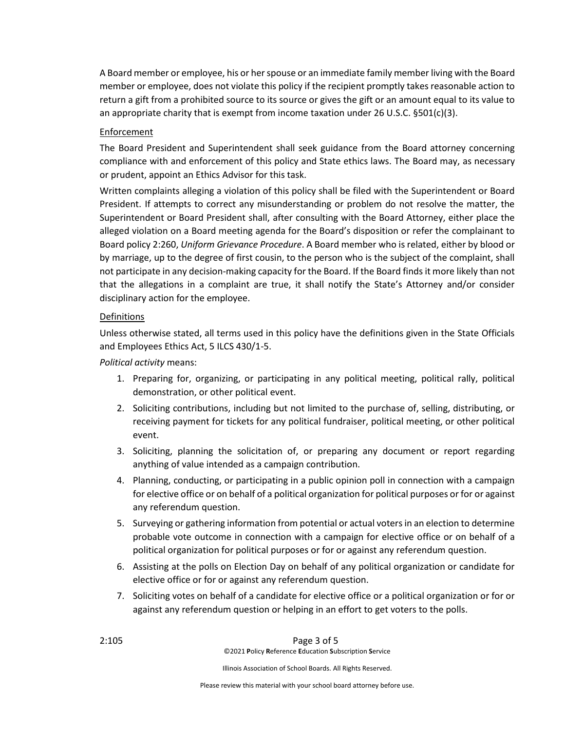A Board member or employee, his or her spouse or an immediate family member living with the Board member or employee, does not violate this policy if the recipient promptly takes reasonable action to return a gift from a prohibited source to its source or gives the gift or an amount equal to its value to an appropriate charity that is exempt from income taxation under 26 U.S.C. §501(c)(3).

<u>Enforcement</u>

The Board President and Superintendent shall seek guidance from the Board attorney concerning compliance with and enforcement of this policy and State ethics laws. The Board may, as necessary or prudent, appoint an Ethics Advisor for this task.

Written complaints alleging a violation of this policy shall be filed with the Superintendent or Board President. If attempts to correct any misunderstanding or problem do not resolve the matter, the Superintendent or Board President shall, after consulting with the Board Attorney, either place the alleged violation on a Board meeting agenda for the Board's disposition or refer the complainant to Board policy 2:260, *Uniform Grievance Procedure*. A Board member who is related, either by blood or by marriage, up to the degree of first cousin, to the person who is the subject of the complaint, shall not participate in any decision-making capacity for the Board. If the Board finds it more likely than not that the allegations in a complaint are true, it shall notify the State's Attorney and/or consider disciplinary action for the employee.

<u>Definitions</u>

Unless otherwise stated, all terms used in this policy have the definitions given in the State Officials and Employees Ethics Act, 5 ILCS 430/1-5.

*Political activity* means:

1. Preparing for, organizing, or participating in any political meeting, political rally, political demonstration, or other political event.
2. Soliciting contributions, including but not limited to the purchase of, selling, distributing, or receiving payment for tickets for any political fundraiser, political meeting, or other political event.
3. Soliciting, planning the solicitation of, or preparing any document or report regarding anything of value intended as a campaign contribution.
4. Planning, conducting, or participating in a public opinion poll in connection with a campaign for elective office or on behalf of a political organization for political purposes or for or against any referendum question.
5. Surveying or gathering information from potential or actual voters in an election to determine probable vote outcome in connection with a campaign for elective office or on behalf of a political organization for political purposes or for or against any referendum question.
6. Assisting at the polls on Election Day on behalf of any political organization or candidate for elective office or for or against any referendum question.
7. Soliciting votes on behalf of a candidate for elective office or a political organization or for or against any referendum question or helping in an effort to get voters to the polls.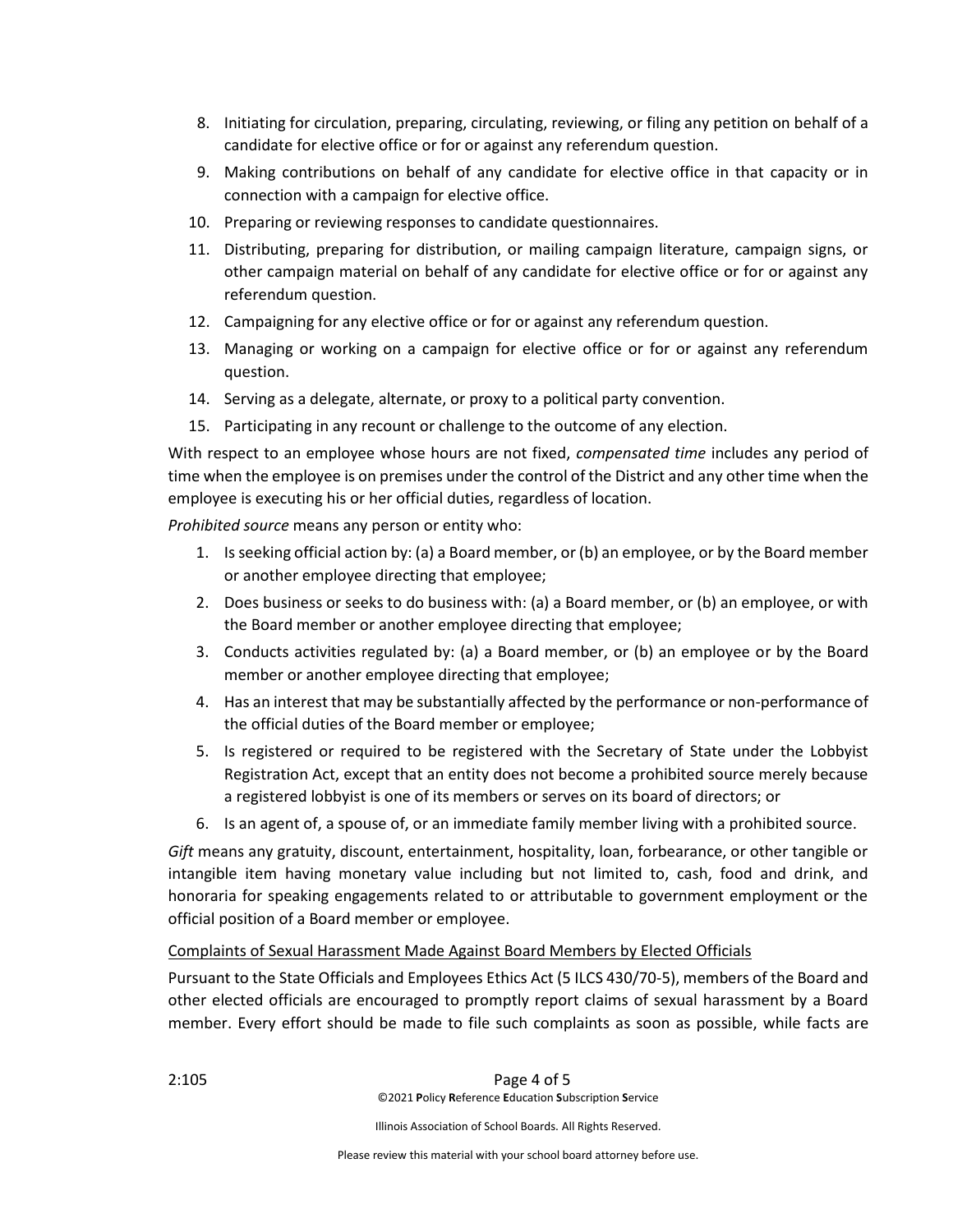8. Initiating for circulation, preparing, circulating, reviewing, or filing any petition on behalf of a candidate for elective office or for or against any referendum question.
9. Making contributions on behalf of any candidate for elective office in that capacity or in connection with a campaign for elective office.
10. Preparing or reviewing responses to candidate questionnaires.
11. Distributing, preparing for distribution, or mailing campaign literature, campaign signs, or other campaign material on behalf of any candidate for elective office or for or against any referendum question.
12. Campaigning for any elective office or for or against any referendum question.
13. Managing or working on a campaign for elective office or for or against any referendum question.
14. Serving as a delegate, alternate, or proxy to a political party convention.
15. Participating in any recount or challenge to the outcome of any election.

With respect to an employee whose hours are not fixed, *compensated time* includes any period of time when the employee is on premises under the control of the District and any other time when the employee is executing his or her official duties, regardless of location.

*Prohibited source* means any person or entity who:

1. Is seeking official action by: (a) a Board member, or (b) an employee, or by the Board member or another employee directing that employee;
2. Does business or seeks to do business with: (a) a Board member, or (b) an employee, or with the Board member or another employee directing that employee;
3. Conducts activities regulated by: (a) a Board member, or (b) an employee or by the Board member or another employee directing that employee;
4. Has an interest that may be substantially affected by the performance or non-performance of the official duties of the Board member or employee;
5. Is registered or required to be registered with the Secretary of State under the Lobbyist Registration Act, except that an entity does not become a prohibited source merely because a registered lobbyist is one of its members or serves on its board of directors; or
6. Is an agent of, a spouse of, or an immediate family member living with a prohibited source.

*Gift* means any gratuity, discount, entertainment, hospitality, loan, forbearance, or other tangible or intangible item having monetary value including but not limited to, cash, food and drink, and honoraria for speaking engagements related to or attributable to government employment or the official position of a Board member or employee.

Complaints of Sexual Harassment Made Against Board Members by Elected Officials

Pursuant to the State Officials and Employees Ethics Act (5 ILCS 430/70-5), members of the Board and other elected officials are encouraged to promptly report claims of sexual harassment by a Board member. Every effort should be made to file such complaints as soon as possible, while facts are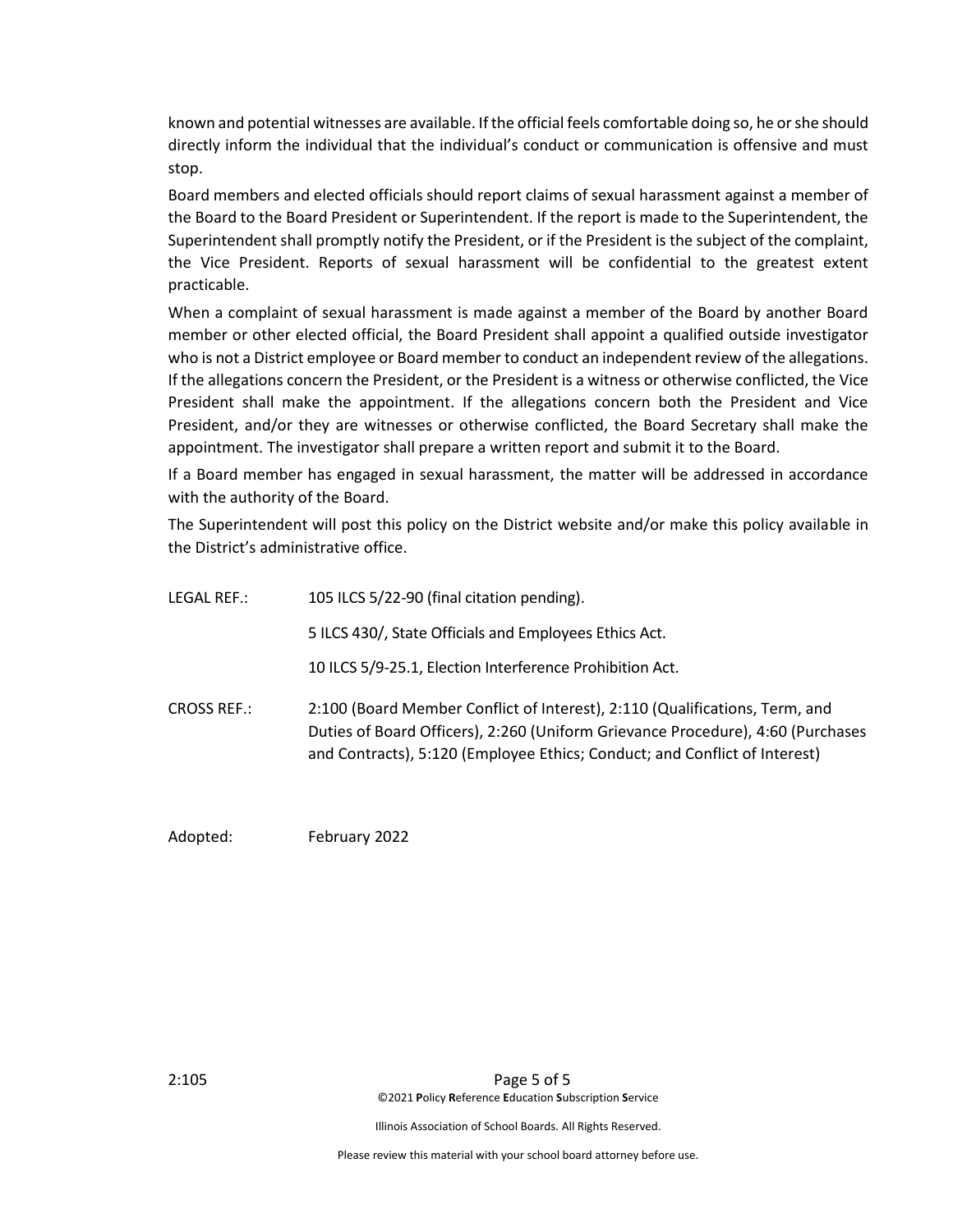known and potential witnesses are available. If the official feels comfortable doing so, he or she should directly inform the individual that the individual's conduct or communication is offensive and must stop.

Board members and elected officials should report claims of sexual harassment against a member of the Board to the Board President or Superintendent. If the report is made to the Superintendent, the Superintendent shall promptly notify the President, or if the President is the subject of the complaint, the Vice President. Reports of sexual harassment will be confidential to the greatest extent practicable.

When a complaint of sexual harassment is made against a member of the Board by another Board member or other elected official, the Board President shall appoint a qualified outside investigator who is not a District employee or Board member to conduct an independent review of the allegations. If the allegations concern the President, or the President is a witness or otherwise conflicted, the Vice President shall make the appointment. If the allegations concern both the President and Vice President, and/or they are witnesses or otherwise conflicted, the Board Secretary shall make the appointment. The investigator shall prepare a written report and submit it to the Board.

If a Board member has engaged in sexual harassment, the matter will be addressed in accordance with the authority of the Board.

The Superintendent will post this policy on the District website and/or make this policy available in the District's administrative office.

LEGAL REF.: 105 ILCS 5/22-90 (final citation pending).

5 ILCS 430/, State Officials and Employees Ethics Act.

10 ILCS 5/9-25.1, Election Interference Prohibition Act.

CROSS REF.: 2:100 (Board Member Conflict of Interest), 2:110 (Qualifications, Term, and Duties of Board Officers), 2:260 (Uniform Grievance Procedure), 4:60 (Purchases and Contracts), 5:120 (Employee Ethics; Conduct; and Conflict of Interest)

Adopted: February 2022